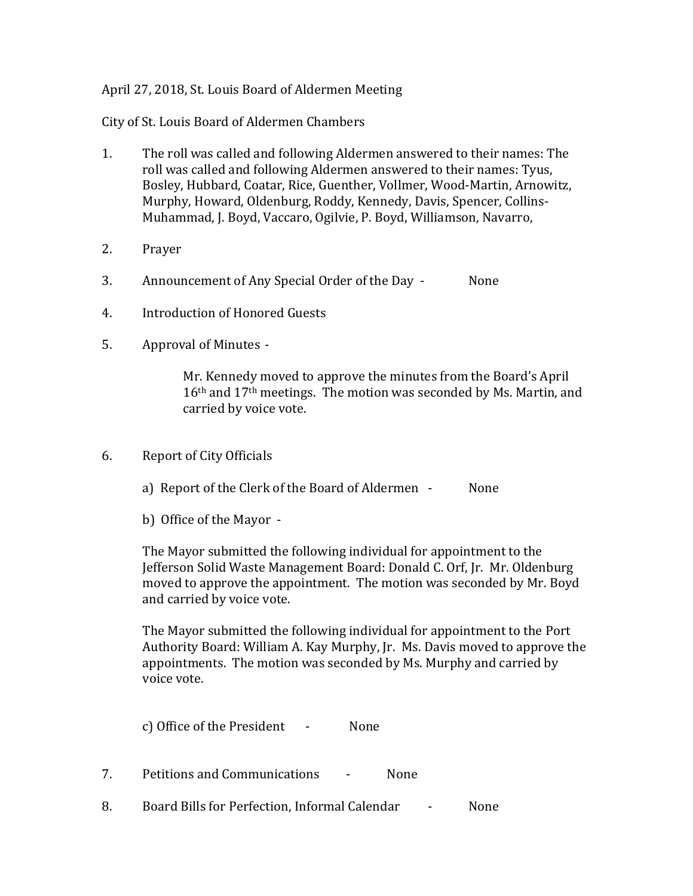April 27, 2018, St. Louis Board of Aldermen Meeting

City of St. Louis Board of Aldermen Chambers

1. The roll was called and following Aldermen answered to their names: The roll was called and following Aldermen answered to their names: Tyus, Bosley, Hubbard, Coatar, Rice, Guenther, Vollmer, Wood-Martin, Arnowitz, Murphy, Howard, Oldenburg, Roddy, Kennedy, Davis, Spencer, Collins-Muhammad, J. Boyd, Vaccaro, Ogilvie, P. Boyd, Williamson, Navarro,

2. Prayer

3. Announcement of Any Special Order of the Day - None

4. Introduction of Honored Guests

5. Approval of Minutes -

   Mr. Kennedy moved to approve the minutes from the Board's April 16th and 17th meetings. The motion was seconded by Ms. Martin, and carried by voice vote.

6. Report of City Officials

   a) Report of the Clerk of the Board of Aldermen - None

   b) Office of the Mayor -

   The Mayor submitted the following individual for appointment to the Jefferson Solid Waste Management Board: Donald C. Orf, Jr. Mr. Oldenburg moved to approve the appointment. The motion was seconded by Mr. Boyd and carried by voice vote.

   The Mayor submitted the following individual for appointment to the Port Authority Board: William A. Kay Murphy, Jr. Ms. Davis moved to approve the appointments. The motion was seconded by Ms. Murphy and carried by voice vote.

   c) Office of the President - None

7. Petitions and Communications - None

8. Board Bills for Perfection, Informal Calendar - None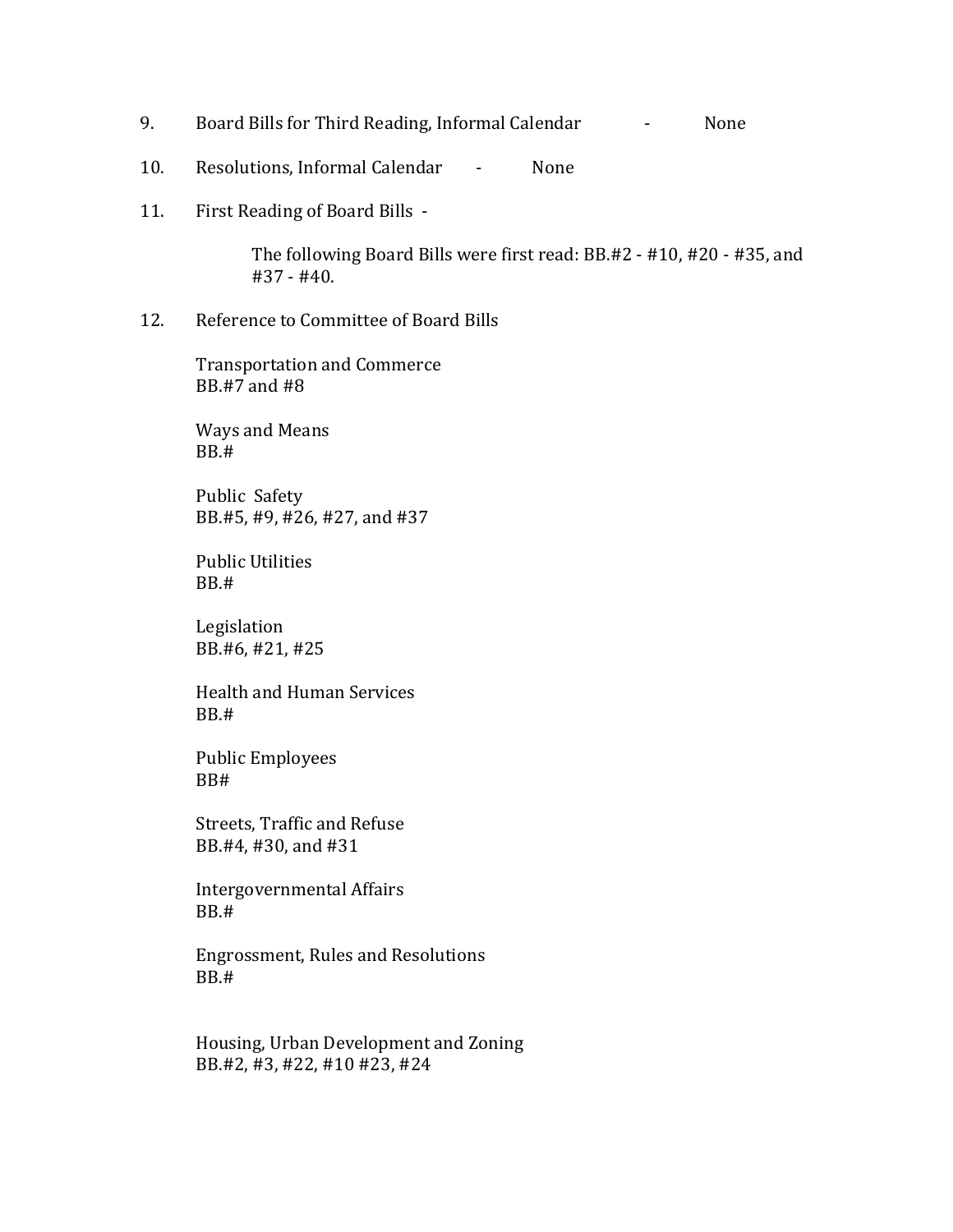9. Board Bills for Third Reading, Informal Calendar - None

10. Resolutions, Informal Calendar - None

11. First Reading of Board Bills -

    The following Board Bills were first read: BB.#2 - #10, #20 - #35, and #37 - #40.

12. Reference to Committee of Board Bills

    Transportation and Commerce
    BB.#7 and #8

    Ways and Means
    BB.#

    Public Safety
    BB.#5, #9, #26, #27, and #37

    Public Utilities
    BB.#

    Legislation
    BB.#6, #21, #25

    Health and Human Services
    BB.#

    Public Employees
    BB#

    Streets, Traffic and Refuse
    BB.#4, #30, and #31

    Intergovernmental Affairs
    BB.#

    Engrossment, Rules and Resolutions
    BB.#

    Housing, Urban Development and Zoning
    BB.#2, #3, #22, #10 #23, #24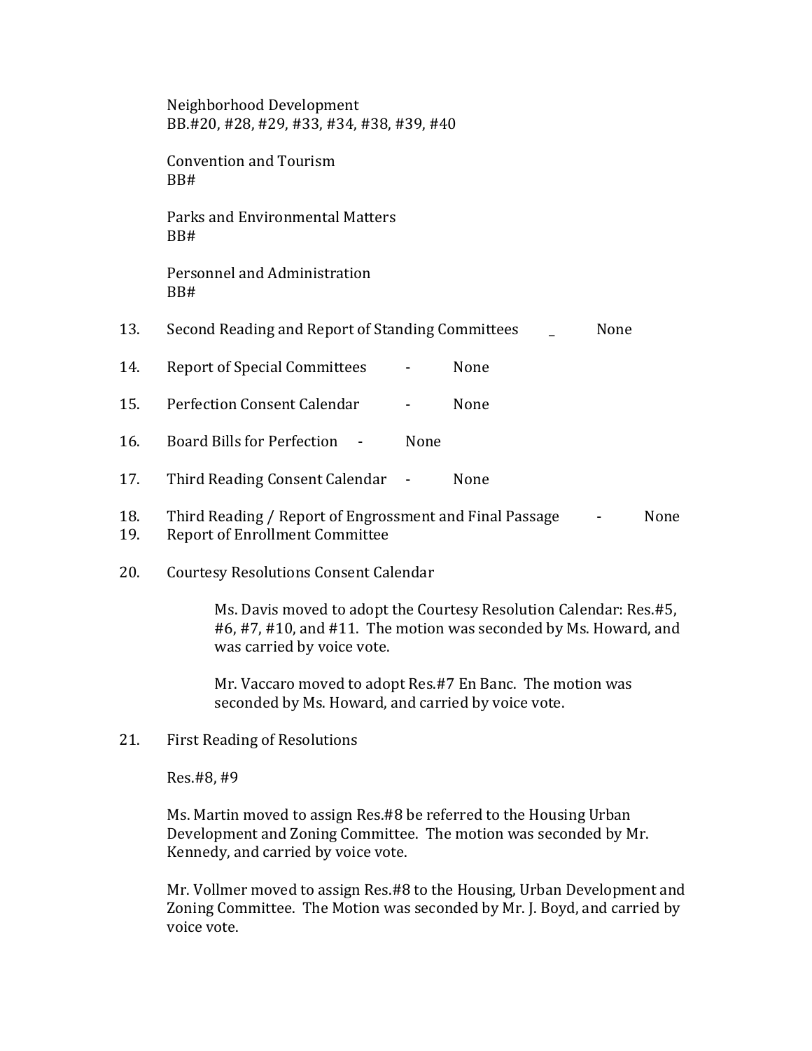Neighborhood Development
BB.#20, #28, #29, #33, #34, #38, #39, #40

Convention and Tourism
BB#

Parks and Environmental Matters
BB#

Personnel and Administration
BB#

13. Second Reading and Report of Standing Committees _ None

14. Report of Special Committees - None

15. Perfection Consent Calendar - None

16. Board Bills for Perfection - None

17. Third Reading Consent Calendar - None

18. Third Reading / Report of Engrossment and Final Passage - None

19. Report of Enrollment Committee

20. Courtesy Resolutions Consent Calendar

    Ms. Davis moved to adopt the Courtesy Resolution Calendar: Res.#5, #6, #7, #10, and #11. The motion was seconded by Ms. Howard, and was carried by voice vote.

    Mr. Vaccaro moved to adopt Res.#7 En Banc. The motion was seconded by Ms. Howard, and carried by voice vote.

21. First Reading of Resolutions

    Res.#8, #9

    Ms. Martin moved to assign Res.#8 be referred to the Housing Urban Development and Zoning Committee. The motion was seconded by Mr. Kennedy, and carried by voice vote.

    Mr. Vollmer moved to assign Res.#8 to the Housing, Urban Development and Zoning Committee. The Motion was seconded by Mr. J. Boyd, and carried by voice vote.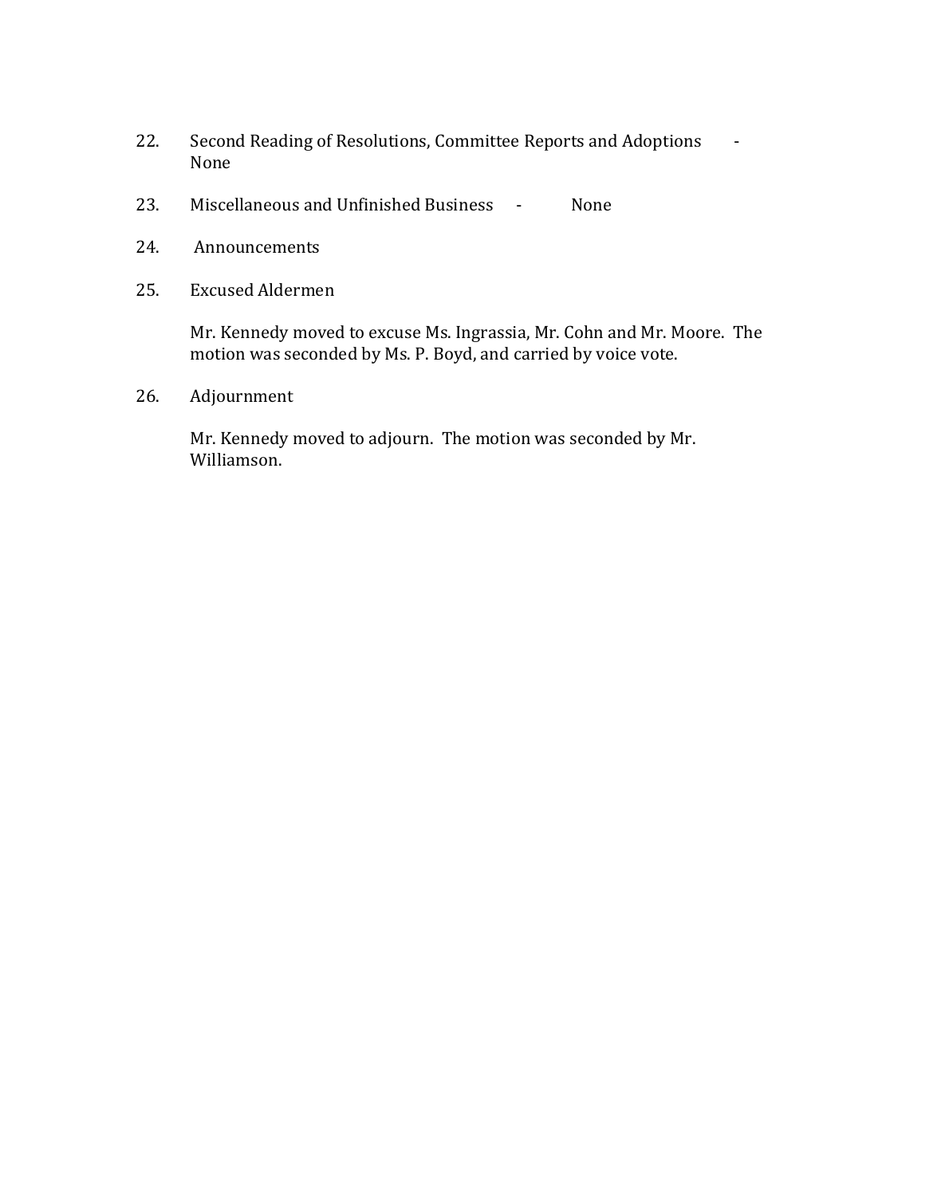22. Second Reading of Resolutions, Committee Reports and Adoptions - None

23. Miscellaneous and Unfinished Business - None

24. Announcements

25. Excused Aldermen

    Mr. Kennedy moved to excuse Ms. Ingrassia, Mr. Cohn and Mr. Moore. The motion was seconded by Ms. P. Boyd, and carried by voice vote.

26. Adjournment

    Mr. Kennedy moved to adjourn. The motion was seconded by Mr. Williamson.